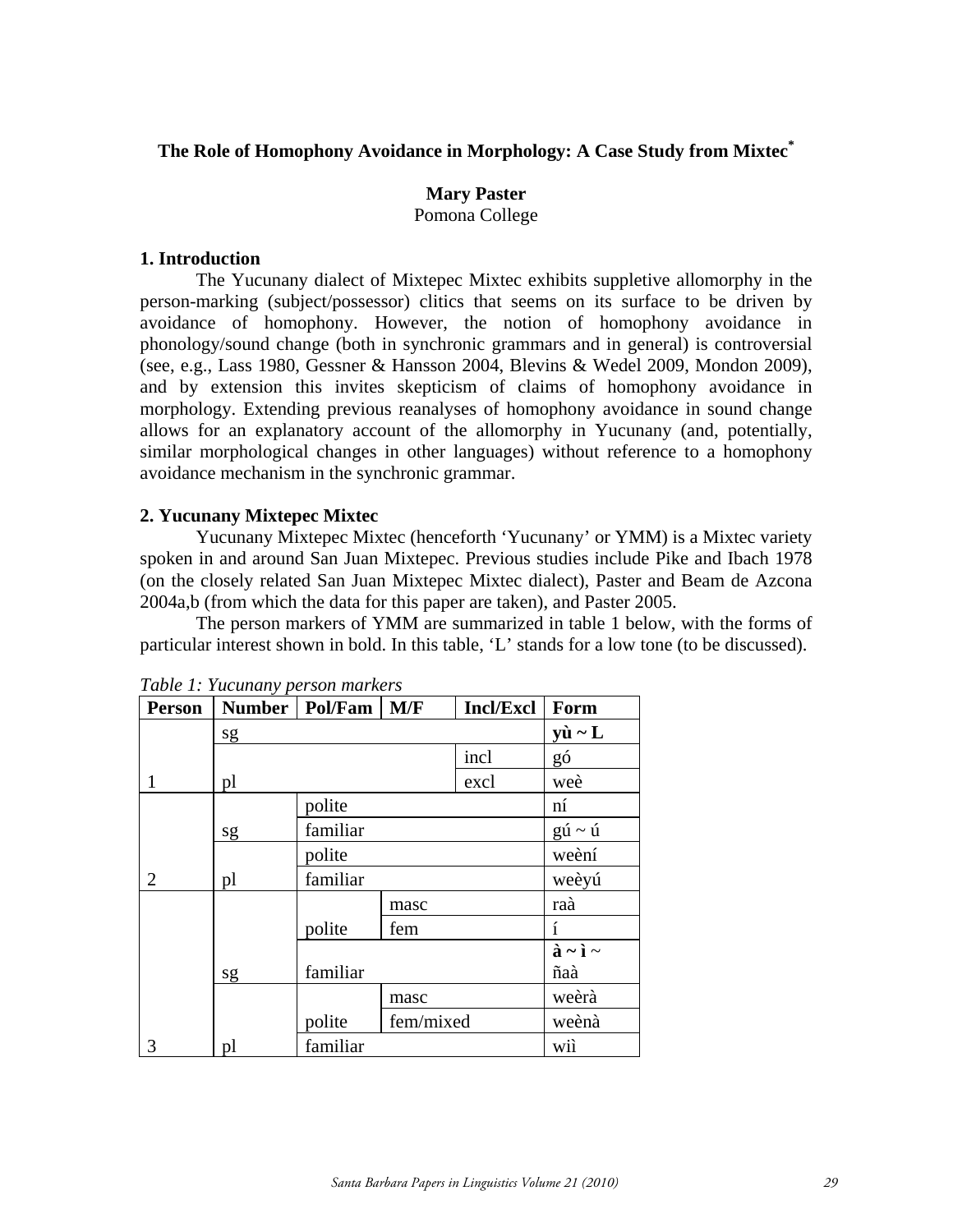# The Role of Homophony Avoidance in Morphology: A Case Study from Mixtec[*]

**Mary Paster**
Pomona College

## 1. Introduction

The Yucunany dialect of Mixtepec Mixtec exhibits suppletive allomorphy in the person-marking (subject/possessor) clitics that seems on its surface to be driven by avoidance of homophony. However, the notion of homophony avoidance in phonology/sound change (both in synchronic grammars and in general) is controversial (see, e.g., Lass 1980, Gessner & Hansson 2004, Blevins & Wedel 2009, Mondon 2009), and by extension this invites skepticism of claims of homophony avoidance in morphology. Extending previous reanalyses of homophony avoidance in sound change allows for an explanatory account of the allomorphy in Yucunany (and, potentially, similar morphological changes in other languages) without reference to a homophony avoidance mechanism in the synchronic grammar.

## 2. Yucunany Mixtepec Mixtec

Yucunany Mixtepec Mixtec (henceforth 'Yucunany' or YMM) is a Mixtec variety spoken in and around San Juan Mixtepec. Previous studies include Pike and Ibach 1978 (on the closely related San Juan Mixtepec Mixtec dialect), Paster and Beam de Azcona 2004a,b (from which the data for this paper are taken), and Paster 2005.

The person markers of YMM are summarized in table 1 below, with the forms of particular interest shown in bold. In this table, 'L' stands for a low tone (to be discussed).

*Table 1: Yucunany person markers*

| Person | Number | Pol/Fam | M/F | Incl/Excl | Form |
|---|---|---|---|---|---|
| 1 | sg | | | | **yù ~ L** |
| | pl | | | incl | gó |
| | | | | excl | weè |
| 2 | sg | polite | | | ní |
| | | familiar | | | gú ~ ú |
| | pl | polite | | | weèní |
| | | familiar | | | weèyú |
| 3 | sg | polite | masc | | raà |
| | | | fem | | í |
| | | familiar | | | **à ~ ì ~** ñaà |
| | pl | polite | masc | | weèrà |
| | | | fem/mixed | | weènà |
| | | familiar | | | wiì |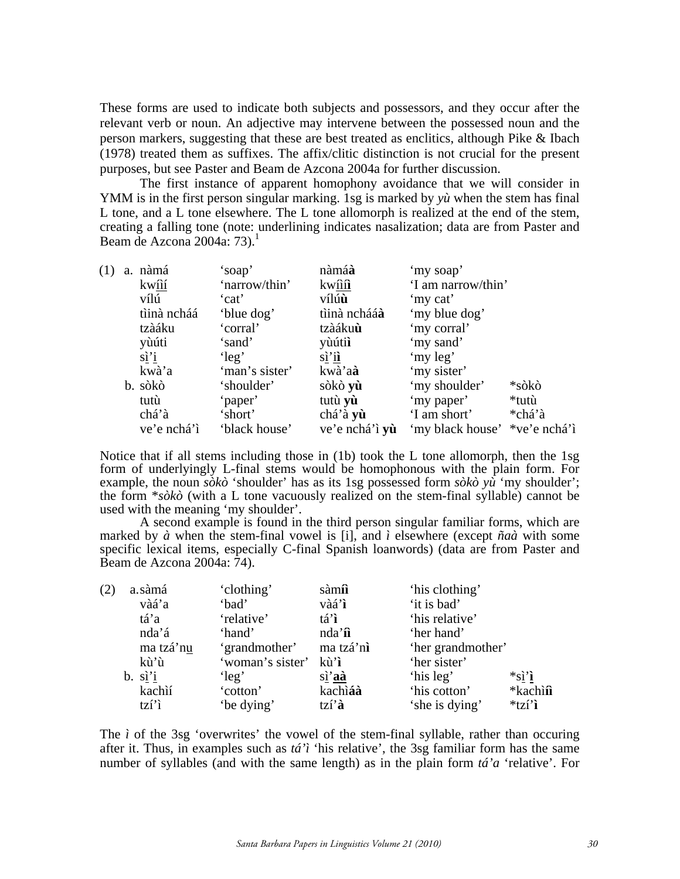These forms are used to indicate both subjects and possessors, and they occur after the relevant verb or noun. An adjective may intervene between the possessed noun and the person markers, suggesting that these are best treated as enclitics, although Pike & Ibach (1978) treated them as suffixes. The affix/clitic distinction is not crucial for the present purposes, but see Paster and Beam de Azcona 2004a for further discussion.

The first instance of apparent homophony avoidance that we will consider in YMM is in the first person singular marking. 1sg is marked by *yù* when the stem has final L tone, and a L tone elsewhere. The L tone allomorph is realized at the end of the stem, creating a falling tone (note: underlining indicates nasalization; data are from Paster and Beam de Azcona 2004a: 73).[1]

| (1) | | | | | |
|---|---|---|---|---|---|
| a. | nàmá | 'soap' | nàmá**à** | 'my soap' | |
| | kw<u>íí</u> | 'narrow/thin' | kw<u>íí</u>**<u>ì</u>** | 'I am narrow/thin' | |
| | vílú | 'cat' | vílú**ù** | 'my cat' | |
| | tìinà ncháá | 'blue dog' | tìinà ncháá**à** | 'my blue dog' | |
| | tzàáku | 'corral' | tzàáku**ù** | 'my corral' | |
| | yùúti | 'sand' | yùúti**ì** | 'my sand' | |
| | s<u>ì</u>'<u>i</u> | 'leg' | s<u>ì</u>'<u>i</u>**<u>ì</u>** | 'my leg' | |
| | kwà'a | 'man's sister' | kwà'a**à** | 'my sister' | |
| b. | sòkò | 'shoulder' | sòkò **yù** | 'my shoulder' | *sòkò |
| | tutù | 'paper' | tutù **yù** | 'my paper' | *tutù |
| | chá'à | 'short' | chá'à **yù** | 'I am short' | *chá'à |
| | ve'e nchá'ì | 'black house' | ve'e nchá'ì **yù** | 'my black house' | *ve'e nchá'ì |

Notice that if all stems including those in (1b) took the L tone allomorph, then the 1sg form of underlyingly L-final stems would be homophonous with the plain form. For example, the noun *sòkò* 'shoulder' has as its 1sg possessed form *sòkò yù* 'my shoulder'; the form **sòkò* (with a L tone vacuously realized on the stem-final syllable) cannot be used with the meaning 'my shoulder'.

A second example is found in the third person singular familiar forms, which are marked by *à* when the stem-final vowel is [i], and *ì* elsewhere (except *ñaà* with some specific lexical items, especially C-final Spanish loanwords) (data are from Paster and Beam de Azcona 2004a: 74).

| (2) | | | | | |
|---|---|---|---|---|---|
| a. | sàmá | 'clothing' | sàm**íì** | 'his clothing' | |
| | vàá'a | 'bad' | vàá'**ì** | 'it is bad' | |
| | tá'a | 'relative' | tá'**ì** | 'his relative' | |
| | nda'á | 'hand' | nda'**íì** | 'her hand' | |
| | ma tzá'n<u>u</u> | 'grandmother' | ma tzá'n**ì** | 'her grandmother' | |
| | kù'ù | 'woman's sister' | kù'**ì** | 'her sister' | |
| b. | s<u>ì</u>'<u>i</u> | 'leg' | s<u>ì</u>'**<u>aà</u>** | 'his leg' | *s<u>ì</u>'**<u>ì</u>** |
| | kachìí | 'cotton' | kachì**áà** | 'his cotton' | *kachì**íì** |
| | tzí'ì | 'be dying' | tzí'**à** | 'she is dying' | *tzí'**ì** |

The *ì* of the 3sg 'overwrites' the vowel of the stem-final syllable, rather than occuring after it. Thus, in examples such as *tá'ì* 'his relative', the 3sg familiar form has the same number of syllables (and with the same length) as in the plain form *tá'a* 'relative'. For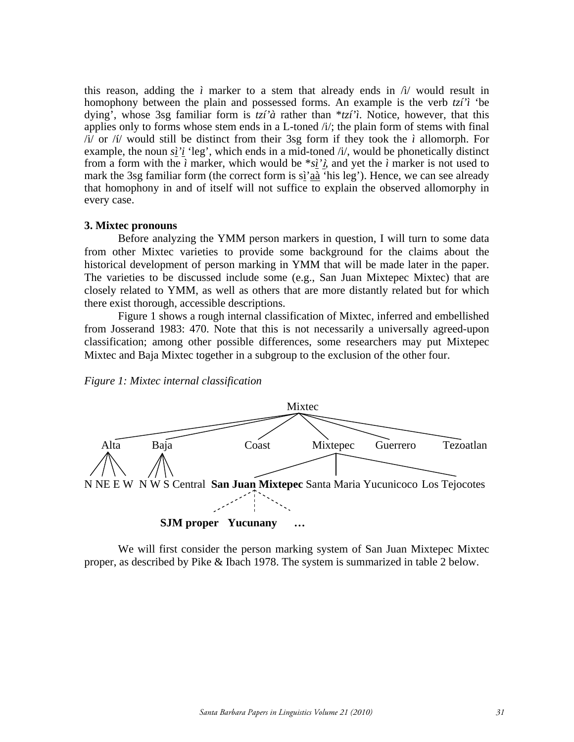this reason, adding the *ì* marker to a stem that already ends in /ì/ would result in homophony between the plain and possessed forms. An example is the verb *tzí'ì* 'be dying', whose 3sg familiar form is *tzí'à* rather than \**tzí'ì*. Notice, however, that this applies only to forms whose stem ends in a L-toned /ì/; the plain form of stems with final /i/ or /í/ would still be distinct from their 3sg form if they took the *ì* allomorph. For example, the noun *s<u>ì</u>'<u>i</u>* 'leg', which ends in a mid-toned /i/, would be phonetically distinct from a form with the *ì* marker, which would be \**s<u>ì</u>'<u>ì</u>*, and yet the *ì* marker is not used to mark the 3sg familiar form (the correct form is s<u>ì</u>'<u>aà</u> 'his leg'). Hence, we can see already that homophony in and of itself will not suffice to explain the observed allomorphy in every case.

**3. Mixtec pronouns**

Before analyzing the YMM person markers in question, I will turn to some data from other Mixtec varieties to provide some background for the claims about the historical development of person marking in YMM that will be made later in the paper. The varieties to be discussed include some (e.g., San Juan Mixtepec Mixtec) that are closely related to YMM, as well as others that are more distantly related but for which there exist thorough, accessible descriptions.

Figure 1 shows a rough internal classification of Mixtec, inferred and embellished from Josserand 1983: 470. Note that this is not necessarily a universally agreed-upon classification; among other possible differences, some researchers may put Mixtepec Mixtec and Baja Mixtec together in a subgroup to the exclusion of the other four.

*Figure 1: Mixtec internal classification*

```
Mixtec
├── Alta: N NE E W
├── Baja: N W S Central
├── Coast
├── Mixtepec
│   ├── San Juan Mixtepec
│   │   ├╌╌ SJM proper
│   │   ├╌╌ Yucunany
│   │   └╌╌ …
│   ├── Santa Maria Yucunicoco
│   └── Los Tejocotes
├── Guerrero
└── Tezoatlan
```

We will first consider the person marking system of San Juan Mixtepec Mixtec proper, as described by Pike & Ibach 1978. The system is summarized in table 2 below.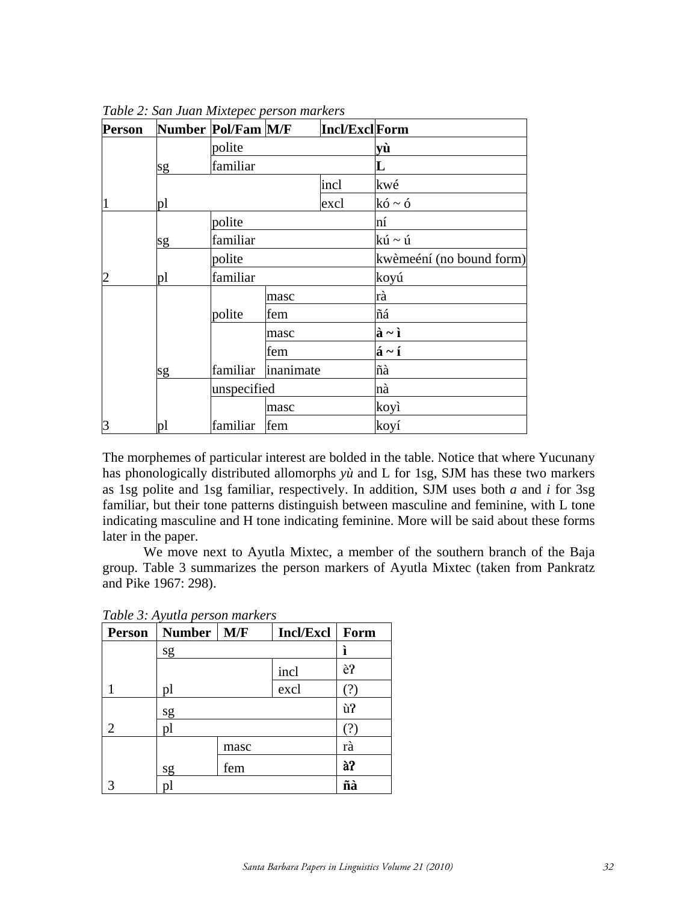*Table 2: San Juan Mixtepec person markers*

| Person | Number | Pol/Fam | M/F | Incl/Excl | Form |
|---|---|---|---|---|---|
| 1 | sg | polite | | | **yù** |
| | | familiar | | | **L** |
| | pl | | | incl | kwé |
| | | | | excl | kó ~ ó |
| 2 | sg | polite | | | ní |
| | | familiar | | | kú ~ ú |
| | pl | polite | | | kwèmeéní (no bound form) |
| | | familiar | | | koyú |
| 3 | sg | polite | masc | | rà |
| | | | fem | | ñá |
| | | familiar | masc | | **à ~ ì** |
| | | | fem | | **á ~ í** |
| | | | inanimate | | ñà |
| | | unspecified | | | nà |
| | pl | familiar | masc | | koyì |
| | | | fem | | koyí |

The morphemes of particular interest are bolded in the table. Notice that where Yucunany has phonologically distributed allomorphs *yù* and L for 1sg, SJM has these two markers as 1sg polite and 1sg familiar, respectively. In addition, SJM uses both *a* and *i* for 3sg familiar, but their tone patterns distinguish between masculine and feminine, with L tone indicating masculine and H tone indicating feminine. More will be said about these forms later in the paper.

We move next to Ayutla Mixtec, a member of the southern branch of the Baja group. Table 3 summarizes the person markers of Ayutla Mixtec (taken from Pankratz and Pike 1967: 298).

*Table 3: Ayutla person markers*

| Person | Number | M/F | Incl/Excl | Form |
|---|---|---|---|---|
| 1 | sg | | | **ì** |
| | pl | | incl | èʔ |
| | | | excl | (?) |
| 2 | sg | | | ùʔ |
| | pl | | | (?) |
| 3 | sg | masc | | rà |
| | | fem | | **àʔ** |
| | pl | | | **ñà** |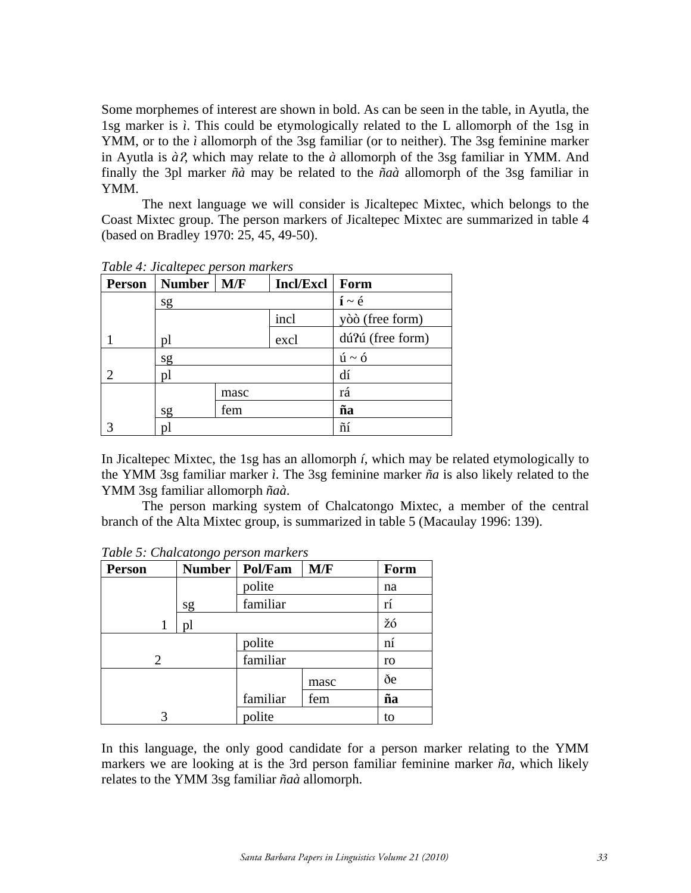Some morphemes of interest are shown in bold. As can be seen in the table, in Ayutla, the 1sg marker is *ì*. This could be etymologically related to the L allomorph of the 1sg in YMM, or to the *ì* allomorph of the 3sg familiar (or to neither). The 3sg feminine marker in Ayutla is *àʔ*, which may relate to the *à* allomorph of the 3sg familiar in YMM. And finally the 3pl marker *ñà* may be related to the *ñaà* allomorph of the 3sg familiar in YMM.

The next language we will consider is Jicaltepec Mixtec, which belongs to the Coast Mixtec group. The person markers of Jicaltepec Mixtec are summarized in table 4 (based on Bradley 1970: 25, 45, 49-50).

*Table 4: Jicaltepec person markers*

| Person | Number | M/F | Incl/Excl | Form |
|---|---|---|---|---|
| 1 | sg | | | **í** ~ é |
| | pl | | incl | yòò (free form) |
| | | | excl | dúʔú (free form) |
| 2 | sg | | | ú ~ ó |
| | pl | | | dí |
| 3 | sg | masc | | rá |
| | | fem | | **ña** |
| | pl | | | ñí |

In Jicaltepec Mixtec, the 1sg has an allomorph *í*, which may be related etymologically to the YMM 3sg familiar marker *ì*. The 3sg feminine marker *ña* is also likely related to the YMM 3sg familiar allomorph *ñaà*.

The person marking system of Chalcatongo Mixtec, a member of the central branch of the Alta Mixtec group, is summarized in table 5 (Macaulay 1996: 139).

*Table 5: Chalcatongo person markers*

| Person | Number | Pol/Fam | M/F | Form |
|---|---|---|---|---|
| 1 | sg | polite | | na |
| | | familiar | | rí |
| | pl | | | žó |
| 2 | | polite | | ní |
| | | familiar | | ro |
| 3 | | familiar | masc | ðe |
| | | | fem | **ña** |
| | | polite | | to |

In this language, the only good candidate for a person marker relating to the YMM markers we are looking at is the 3rd person familiar feminine marker *ña*, which likely relates to the YMM 3sg familiar *ñaà* allomorph.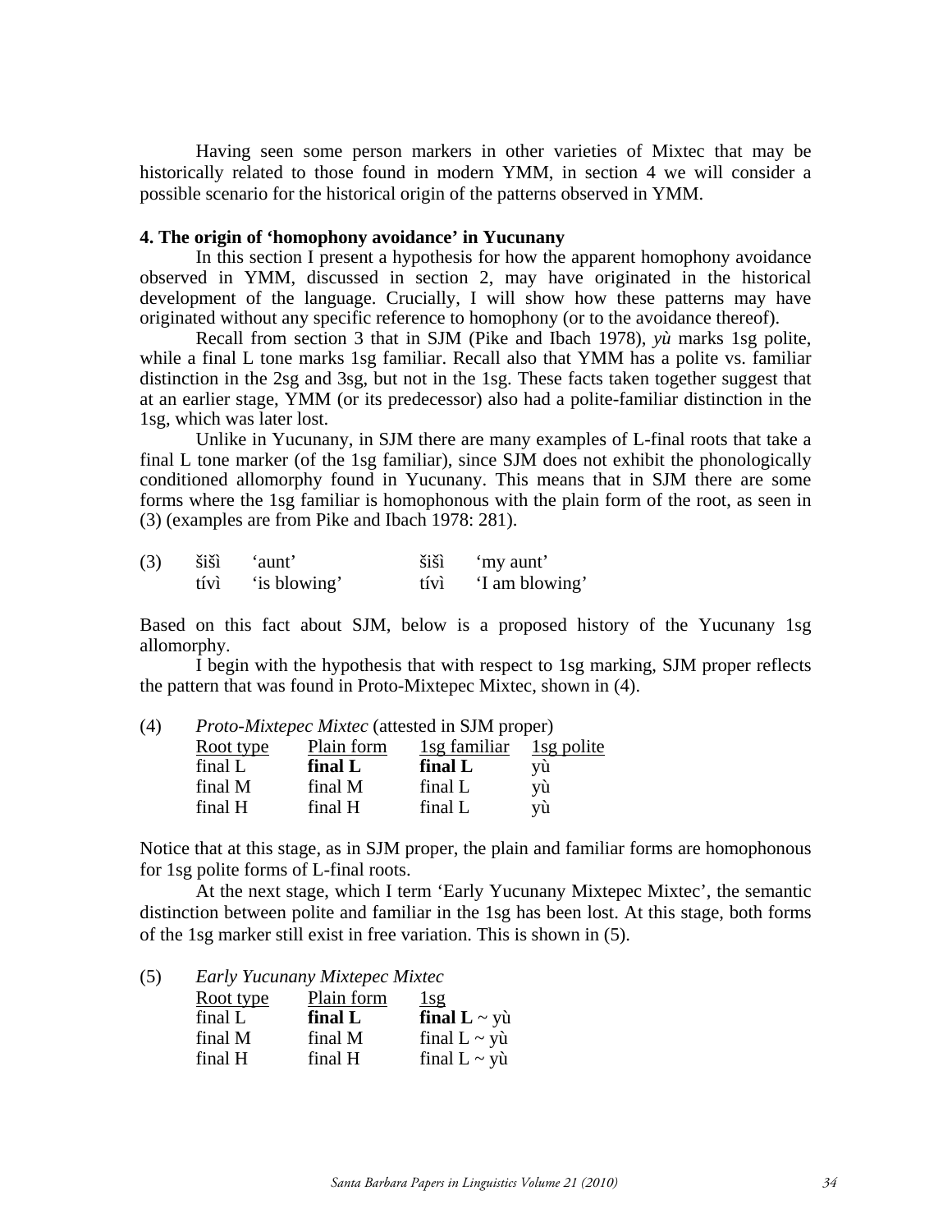Having seen some person markers in other varieties of Mixtec that may be historically related to those found in modern YMM, in section 4 we will consider a possible scenario for the historical origin of the patterns observed in YMM.

## 4. The origin of 'homophony avoidance' in Yucunany

In this section I present a hypothesis for how the apparent homophony avoidance observed in YMM, discussed in section 2, may have originated in the historical development of the language. Crucially, I will show how these patterns may have originated without any specific reference to homophony (or to the avoidance thereof).

Recall from section 3 that in SJM (Pike and Ibach 1978), *yù* marks 1sg polite, while a final L tone marks 1sg familiar. Recall also that YMM has a polite vs. familiar distinction in the 2sg and 3sg, but not in the 1sg. These facts taken together suggest that at an earlier stage, YMM (or its predecessor) also had a polite-familiar distinction in the 1sg, which was later lost.

Unlike in Yucunany, in SJM there are many examples of L-final roots that take a final L tone marker (of the 1sg familiar), since SJM does not exhibit the phonologically conditioned allomorphy found in Yucunany. This means that in SJM there are some forms where the 1sg familiar is homophonous with the plain form of the root, as seen in (3) (examples are from Pike and Ibach 1978: 281).

| (3) | | | | |
|---|---|---|---|---|
| | šišì | 'aunt' | šišì | 'my aunt' |
| | tívì | 'is blowing' | tívì | 'I am blowing' |

Based on this fact about SJM, below is a proposed history of the Yucunany 1sg allomorphy.

I begin with the hypothesis that with respect to 1sg marking, SJM proper reflects the pattern that was found in Proto-Mixtepec Mixtec, shown in (4).

(4) *Proto-Mixtepec Mixtec* (attested in SJM proper)

| Root type | Plain form | 1sg familiar | 1sg polite |
|---|---|---|---|
| final L | **final L** | **final L** | yù |
| final M | final M | final L | yù |
| final H | final H | final L | yù |

Notice that at this stage, as in SJM proper, the plain and familiar forms are homophonous for 1sg polite forms of L-final roots.

At the next stage, which I term 'Early Yucunany Mixtepec Mixtec', the semantic distinction between polite and familiar in the 1sg has been lost. At this stage, both forms of the 1sg marker still exist in free variation. This is shown in (5).

(5) *Early Yucunany Mixtepec Mixtec*

| Root type | Plain form | 1sg |
|---|---|---|
| final L | **final L** | **final L** ~ yù |
| final M | final M | final L ~ yù |
| final H | final H | final L ~ yù |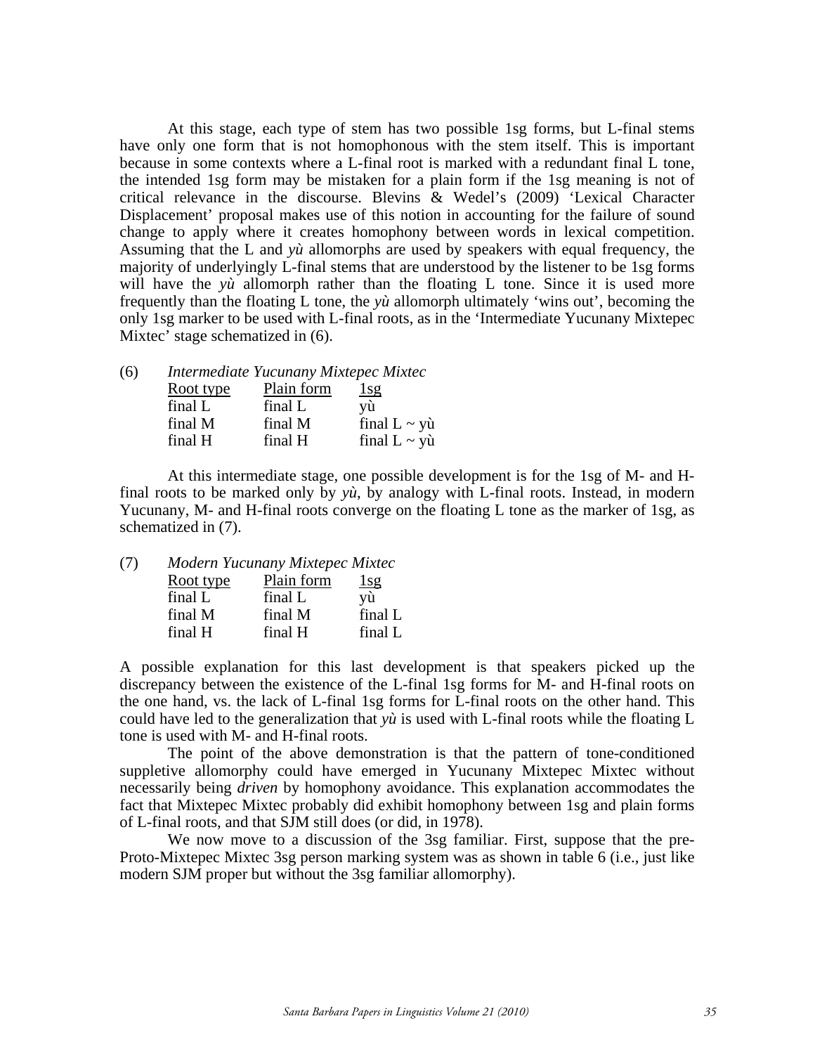At this stage, each type of stem has two possible 1sg forms, but L-final stems have only one form that is not homophonous with the stem itself. This is important because in some contexts where a L-final root is marked with a redundant final L tone, the intended 1sg form may be mistaken for a plain form if the 1sg meaning is not of critical relevance in the discourse. Blevins & Wedel's (2009) 'Lexical Character Displacement' proposal makes use of this notion in accounting for the failure of sound change to apply where it creates homophony between words in lexical competition. Assuming that the L and *yù* allomorphs are used by speakers with equal frequency, the majority of underlyingly L-final stems that are understood by the listener to be 1sg forms will have the *yù* allomorph rather than the floating L tone. Since it is used more frequently than the floating L tone, the *yù* allomorph ultimately 'wins out', becoming the only 1sg marker to be used with L-final roots, as in the 'Intermediate Yucunany Mixtepec Mixtec' stage schematized in (6).

(6) *Intermediate Yucunany Mixtepec Mixtec*

| Root type | Plain form | 1sg |
|---|---|---|
| final L | final L | yù |
| final M | final M | final L ~ yù |
| final H | final H | final L ~ yù |

At this intermediate stage, one possible development is for the 1sg of M- and H-final roots to be marked only by *yù*, by analogy with L-final roots. Instead, in modern Yucunany, M- and H-final roots converge on the floating L tone as the marker of 1sg, as schematized in (7).

(7) *Modern Yucunany Mixtepec Mixtec*

| Root type | Plain form | 1sg |
|---|---|---|
| final L | final L | yù |
| final M | final M | final L |
| final H | final H | final L |

A possible explanation for this last development is that speakers picked up the discrepancy between the existence of the L-final 1sg forms for M- and H-final roots on the one hand, vs. the lack of L-final 1sg forms for L-final roots on the other hand. This could have led to the generalization that *yù* is used with L-final roots while the floating L tone is used with M- and H-final roots.

The point of the above demonstration is that the pattern of tone-conditioned suppletive allomorphy could have emerged in Yucunany Mixtepec Mixtec without necessarily being *driven* by homophony avoidance. This explanation accommodates the fact that Mixtepec Mixtec probably did exhibit homophony between 1sg and plain forms of L-final roots, and that SJM still does (or did, in 1978).

We now move to a discussion of the 3sg familiar. First, suppose that the pre-Proto-Mixtepec Mixtec 3sg person marking system was as shown in table 6 (i.e., just like modern SJM proper but without the 3sg familiar allomorphy).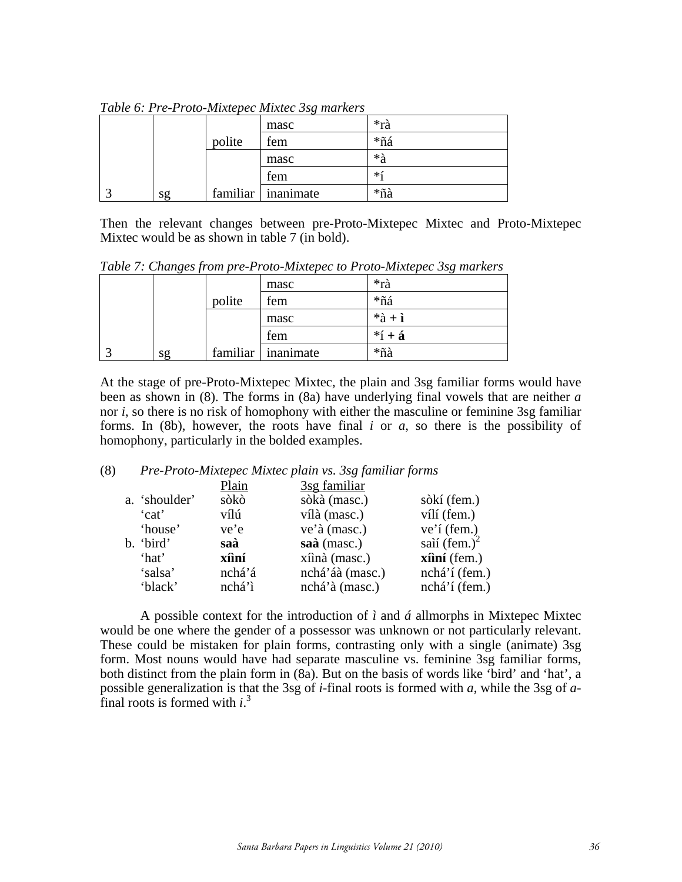*Table 6: Pre-Proto-Mixtepec Mixtec 3sg markers*

| | | | | |
|---|---|---|---|---|
| | | polite | masc | *rà |
| | | | fem | *ñá |
| | | familiar | masc | *à |
| | | | fem | *í |
| 3 | sg | | inanimate | *ñà |

Then the relevant changes between pre-Proto-Mixtepec Mixtec and Proto-Mixtepec Mixtec would be as shown in table 7 (in bold).

*Table 7: Changes from pre-Proto-Mixtepec to Proto-Mixtepec 3sg markers*

| | | | | |
|---|---|---|---|---|
| | | polite | masc | *rà |
| | | | fem | *ñá |
| | | familiar | masc | *à + **ì** |
| | | | fem | *í + **á** |
| 3 | sg | | inanimate | *ñà |

At the stage of pre-Proto-Mixtepec Mixtec, the plain and 3sg familiar forms would have been as shown in (8). The forms in (8a) have underlying final vowels that are neither *a* nor *i*, so there is no risk of homophony with either the masculine or feminine 3sg familiar forms. In (8b), however, the roots have final *i* or *a*, so there is the possibility of homophony, particularly in the bolded examples.

(8) *Pre-Proto-Mixtepec Mixtec plain vs. 3sg familiar forms*

| | Plain | 3sg familiar | |
|---|---|---|---|
| a. 'shoulder' | sòkò | sòkà (masc.) | sòkí (fem.) |
| 'cat' | vílú | vílà (masc.) | vílí (fem.) |
| 'house' | ve'e | ve'à (masc.) | ve'í (fem.) |
| b. 'bird' | **saà** | **saà** (masc.) | saìí (fem.)[2] |
| 'hat' | **xîìní** | xîìnà (masc.) | **xîìní** (fem.) |
| 'salsa' | nchá'á | nchá'áà (masc.) | nchá'í (fem.) |
| 'black' | nchá'ì | nchá'à (masc.) | nchá'í (fem.) |

A possible context for the introduction of *ì* and *á* allmorphs in Mixtepec Mixtec would be one where the gender of a possessor was unknown or not particularly relevant. These could be mistaken for plain forms, contrasting only with a single (animate) 3sg form. Most nouns would have had separate masculine vs. feminine 3sg familiar forms, both distinct from the plain form in (8a). But on the basis of words like 'bird' and 'hat', a possible generalization is that the 3sg of *i*-final roots is formed with *a*, while the 3sg of *a*-final roots is formed with *i*.[3]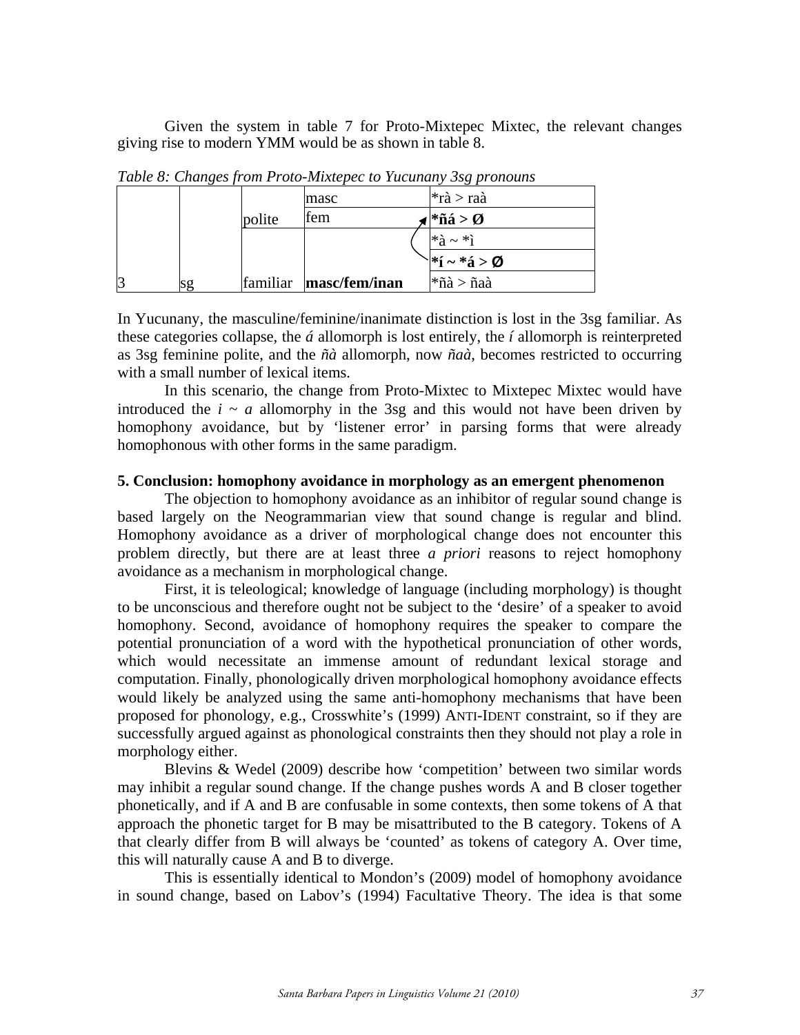Given the system in table 7 for Proto-Mixtepec Mixtec, the relevant changes giving rise to modern YMM would be as shown in table 8.

*Table 8: Changes from Proto-Mixtepec to Yucunany 3sg pronouns*

| | | | | |
|---|---|---|---|---|
| | | polite | masc | *rà > raà |
| | | | fem | **\*ñá > Ø** |
| | | | | *à ~ *ì |
| | | | | **\*í ~ \*á > Ø** |
| 3 | sg | familiar | **masc/fem/inan** | *ñà > ñaà |

In Yucunany, the masculine/feminine/inanimate distinction is lost in the 3sg familiar. As these categories collapse, the *á* allomorph is lost entirely, the *í* allomorph is reinterpreted as 3sg feminine polite, and the *ñà* allomorph, now *ñaà*, becomes restricted to occurring with a small number of lexical items.

In this scenario, the change from Proto-Mixtec to Mixtepec Mixtec would have introduced the *i ~ a* allomorphy in the 3sg and this would not have been driven by homophony avoidance, but by 'listener error' in parsing forms that were already homophonous with other forms in the same paradigm.

## 5. Conclusion: homophony avoidance in morphology as an emergent phenomenon

The objection to homophony avoidance as an inhibitor of regular sound change is based largely on the Neogrammarian view that sound change is regular and blind. Homophony avoidance as a driver of morphological change does not encounter this problem directly, but there are at least three *a priori* reasons to reject homophony avoidance as a mechanism in morphological change.

First, it is teleological; knowledge of language (including morphology) is thought to be unconscious and therefore ought not be subject to the 'desire' of a speaker to avoid homophony. Second, avoidance of homophony requires the speaker to compare the potential pronunciation of a word with the hypothetical pronunciation of other words, which would necessitate an immense amount of redundant lexical storage and computation. Finally, phonologically driven morphological homophony avoidance effects would likely be analyzed using the same anti-homophony mechanisms that have been proposed for phonology, e.g., Crosswhite's (1999) ANTI-IDENT constraint, so if they are successfully argued against as phonological constraints then they should not play a role in morphology either.

Blevins & Wedel (2009) describe how 'competition' between two similar words may inhibit a regular sound change. If the change pushes words A and B closer together phonetically, and if A and B are confusable in some contexts, then some tokens of A that approach the phonetic target for B may be misattributed to the B category. Tokens of A that clearly differ from B will always be 'counted' as tokens of category A. Over time, this will naturally cause A and B to diverge.

This is essentially identical to Mondon's (2009) model of homophony avoidance in sound change, based on Labov's (1994) Facultative Theory. The idea is that some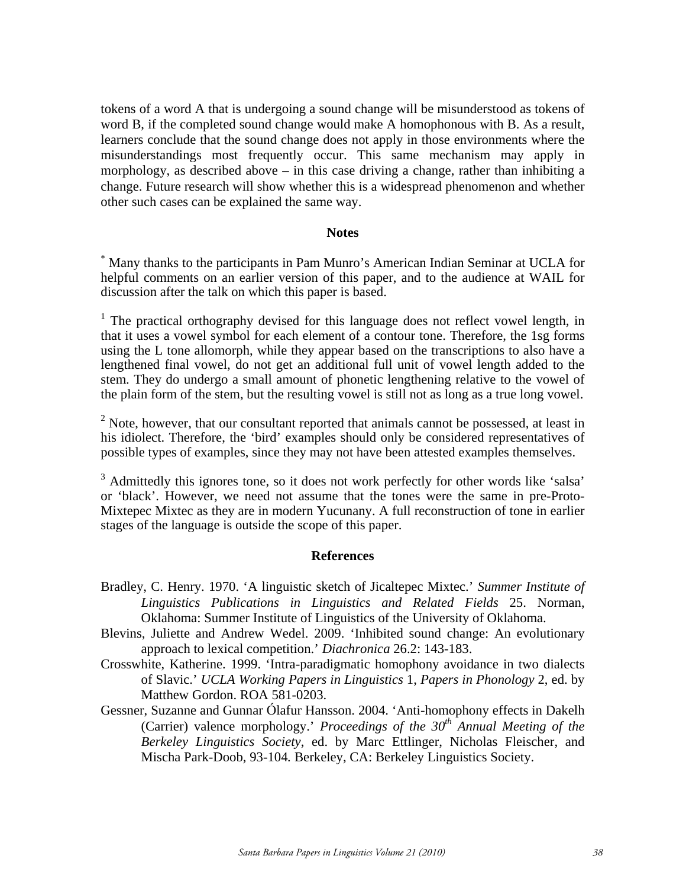tokens of a word A that is undergoing a sound change will be misunderstood as tokens of word B, if the completed sound change would make A homophonous with B. As a result, learners conclude that the sound change does not apply in those environments where the misunderstandings most frequently occur. This same mechanism may apply in morphology, as described above – in this case driving a change, rather than inhibiting a change. Future research will show whether this is a widespread phenomenon and whether other such cases can be explained the same way.

### Notes

[*] Many thanks to the participants in Pam Munro's American Indian Seminar at UCLA for helpful comments on an earlier version of this paper, and to the audience at WAIL for discussion after the talk on which this paper is based.

[1] The practical orthography devised for this language does not reflect vowel length, in that it uses a vowel symbol for each element of a contour tone. Therefore, the 1sg forms using the L tone allomorph, while they appear based on the transcriptions to also have a lengthened final vowel, do not get an additional full unit of vowel length added to the stem. They do undergo a small amount of phonetic lengthening relative to the vowel of the plain form of the stem, but the resulting vowel is still not as long as a true long vowel.

[2] Note, however, that our consultant reported that animals cannot be possessed, at least in his idiolect. Therefore, the 'bird' examples should only be considered representatives of possible types of examples, since they may not have been attested examples themselves.

[3] Admittedly this ignores tone, so it does not work perfectly for other words like 'salsa' or 'black'. However, we need not assume that the tones were the same in pre-Proto-Mixtepec Mixtec as they are in modern Yucunany. A full reconstruction of tone in earlier stages of the language is outside the scope of this paper.

### References

Bradley, C. Henry. 1970. 'A linguistic sketch of Jicaltepec Mixtec.' *Summer Institute of Linguistics Publications in Linguistics and Related Fields* 25. Norman, Oklahoma: Summer Institute of Linguistics of the University of Oklahoma.

Blevins, Juliette and Andrew Wedel. 2009. 'Inhibited sound change: An evolutionary approach to lexical competition.' *Diachronica* 26.2: 143-183.

Crosswhite, Katherine. 1999. 'Intra-paradigmatic homophony avoidance in two dialects of Slavic.' *UCLA Working Papers in Linguistics* 1, *Papers in Phonology* 2, ed. by Matthew Gordon. ROA 581-0203.

Gessner, Suzanne and Gunnar Ólafur Hansson. 2004. 'Anti-homophony effects in Dakelh (Carrier) valence morphology.' *Proceedings of the 30th Annual Meeting of the Berkeley Linguistics Society*, ed. by Marc Ettlinger, Nicholas Fleischer, and Mischa Park-Doob, 93-104. Berkeley, CA: Berkeley Linguistics Society.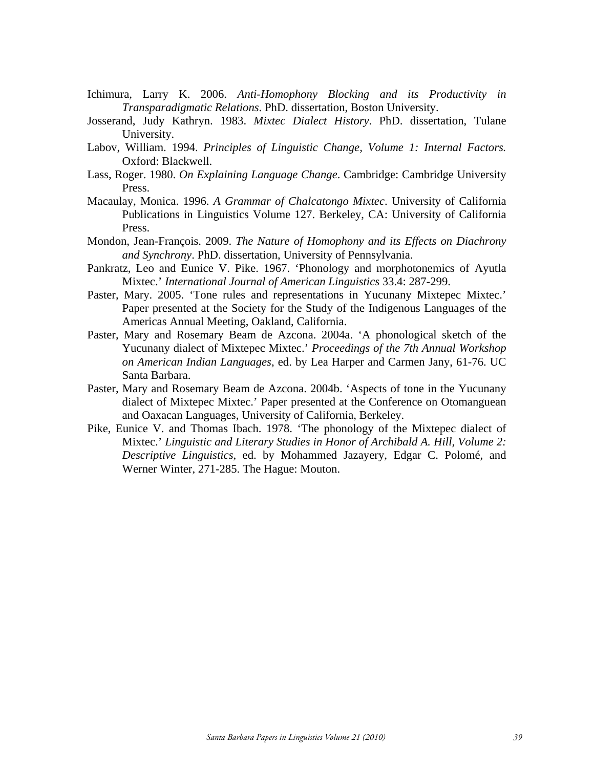Ichimura, Larry K. 2006. *Anti-Homophony Blocking and its Productivity in Transparadigmatic Relations*. PhD. dissertation, Boston University.

Josserand, Judy Kathryn. 1983. *Mixtec Dialect History*. PhD. dissertation, Tulane University.

Labov, William. 1994. *Principles of Linguistic Change, Volume 1: Internal Factors.* Oxford: Blackwell.

Lass, Roger. 1980. *On Explaining Language Change*. Cambridge: Cambridge University Press.

Macaulay, Monica. 1996. *A Grammar of Chalcatongo Mixtec*. University of California Publications in Linguistics Volume 127. Berkeley, CA: University of California Press.

Mondon, Jean-François. 2009. *The Nature of Homophony and its Effects on Diachrony and Synchrony*. PhD. dissertation, University of Pennsylvania.

Pankratz, Leo and Eunice V. Pike. 1967. 'Phonology and morphotonemics of Ayutla Mixtec.' *International Journal of American Linguistics* 33.4: 287-299.

Paster, Mary. 2005. 'Tone rules and representations in Yucunany Mixtepec Mixtec.' Paper presented at the Society for the Study of the Indigenous Languages of the Americas Annual Meeting, Oakland, California.

Paster, Mary and Rosemary Beam de Azcona. 2004a. 'A phonological sketch of the Yucunany dialect of Mixtepec Mixtec.' *Proceedings of the 7th Annual Workshop on American Indian Languages*, ed. by Lea Harper and Carmen Jany, 61-76. UC Santa Barbara.

Paster, Mary and Rosemary Beam de Azcona. 2004b. 'Aspects of tone in the Yucunany dialect of Mixtepec Mixtec.' Paper presented at the Conference on Otomanguean and Oaxacan Languages, University of California, Berkeley.

Pike, Eunice V. and Thomas Ibach. 1978. 'The phonology of the Mixtepec dialect of Mixtec.' *Linguistic and Literary Studies in Honor of Archibald A. Hill, Volume 2: Descriptive Linguistics*, ed. by Mohammed Jazayery, Edgar C. Polomé, and Werner Winter, 271-285. The Hague: Mouton.